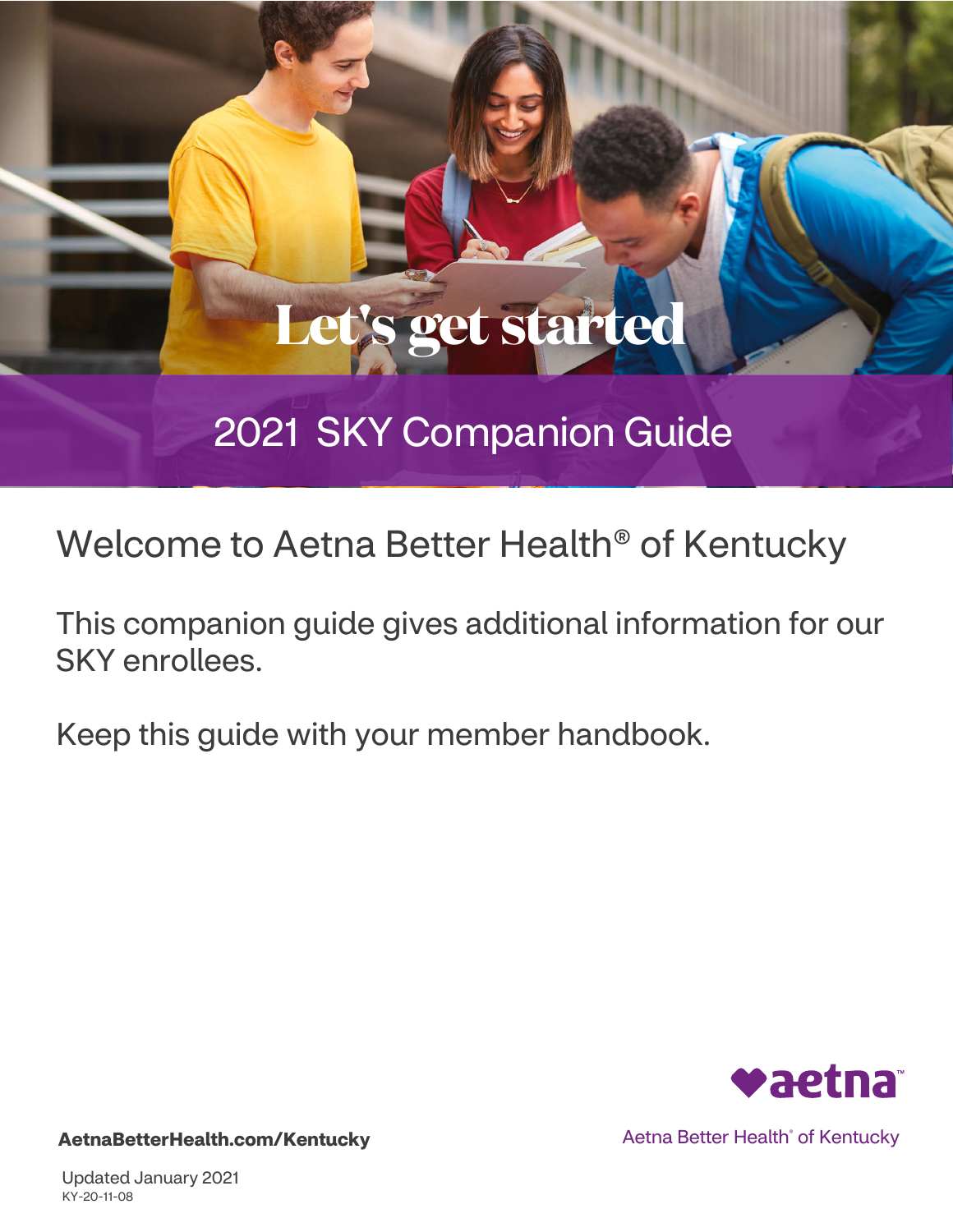# Let's get started

## 2021 SKY Companion Guide

## Welcome to Aetna Better Health® of Kentucky

This companion guide gives additional information for our SKY enrollees.

Keep this guide with your member handbook.

aetna™

Aetna Better Health® of Kentucky

**AetnaBetterHealth.com/Kentucky**

Updated January 2021

KY-20-11-08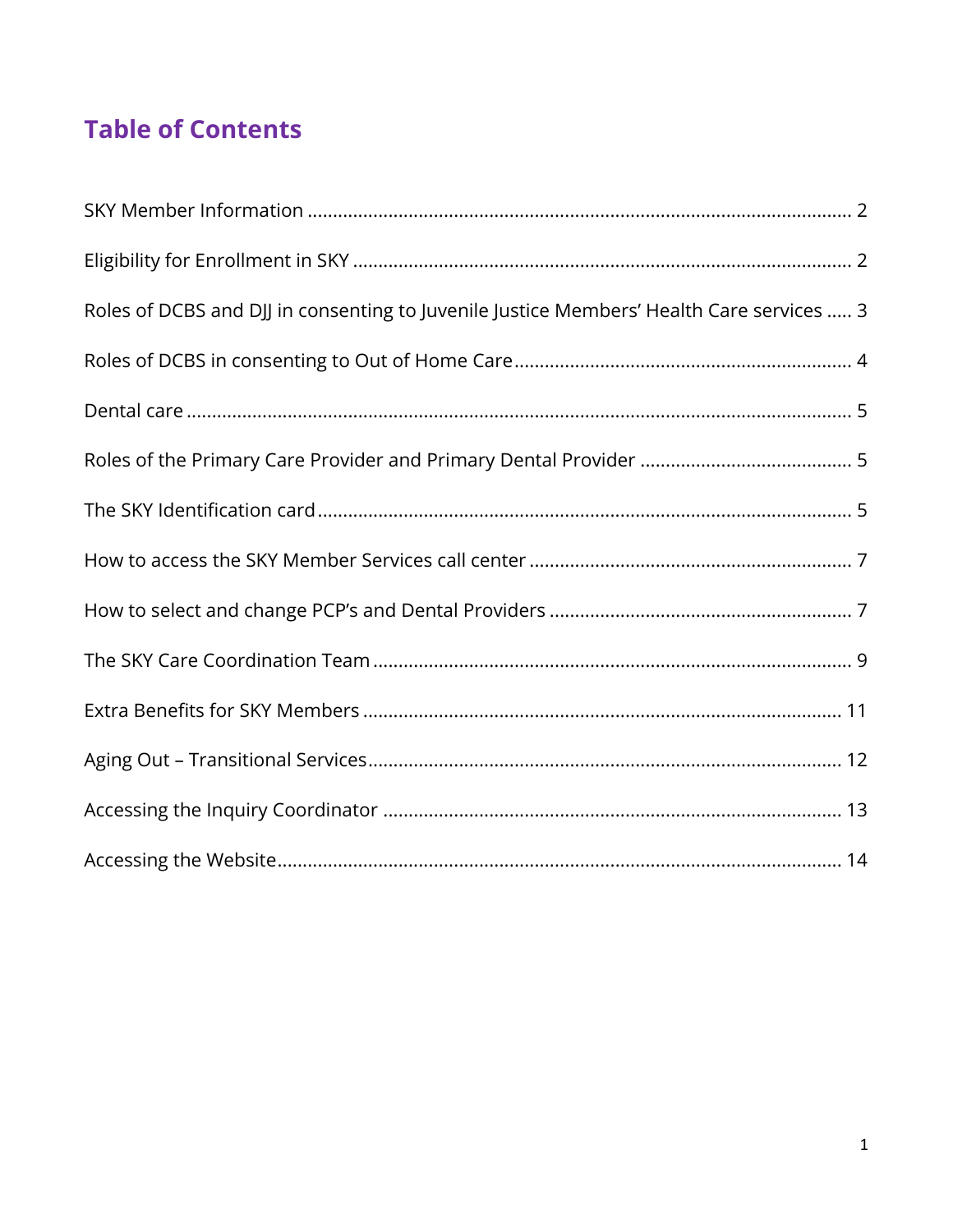# Table of Contents

SKY Member Information ........................................................................................................ 2

Eligibility for Enrollment in SKY ................................................................................................ 2

Roles of DCBS and DJJ in consenting to Juvenile Justice Members' Health Care services ..... 3

Roles of DCBS in consenting to Out of Home Care................................................................. 4

Dental care .................................................................................................................................. 5

Roles of the Primary Care Provider and Primary Dental Provider ......................................... 5

The SKY Identification card....................................................................................................... 5

How to access the SKY Member Services call center .............................................................. 7

How to select and change PCP's and Dental Providers .......................................................... 7

The SKY Care Coordination Team ............................................................................................ 9

Extra Benefits for SKY Members ........................................................................................... 11

Aging Out – Transitional Services........................................................................................... 12

Accessing the Inquiry Coordinator ........................................................................................ 13

Accessing the Website............................................................................................................ 14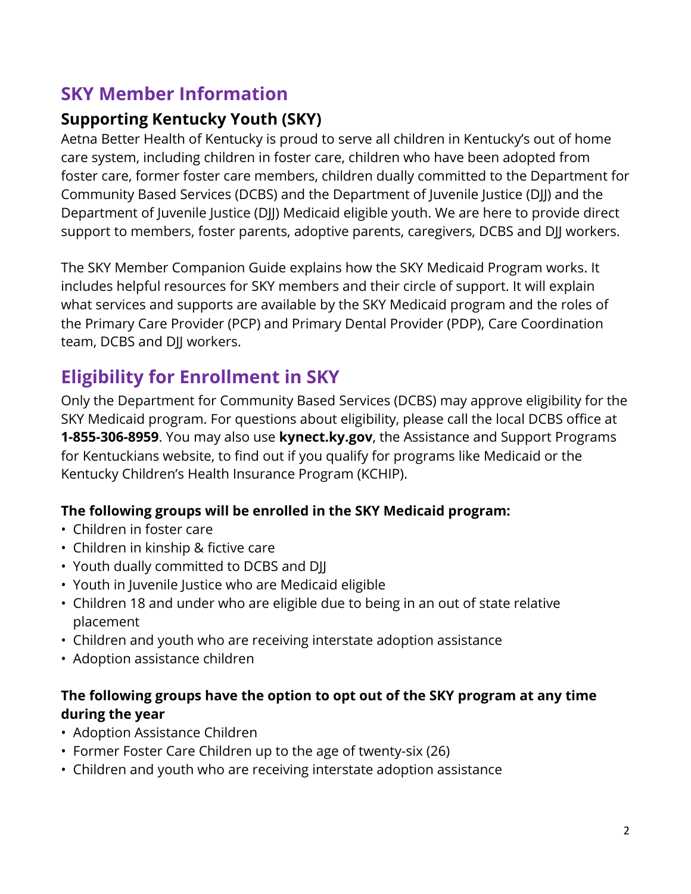## SKY Member Information

### Supporting Kentucky Youth (SKY)

Aetna Better Health of Kentucky is proud to serve all children in Kentucky's out of home care system, including children in foster care, children who have been adopted from foster care, former foster care members, children dually committed to the Department for Community Based Services (DCBS) and the Department of Juvenile Justice (DJJ) and the Department of Juvenile Justice (DJJ) Medicaid eligible youth. We are here to provide direct support to members, foster parents, adoptive parents, caregivers, DCBS and DJJ workers.

The SKY Member Companion Guide explains how the SKY Medicaid Program works. It includes helpful resources for SKY members and their circle of support. It will explain what services and supports are available by the SKY Medicaid program and the roles of the Primary Care Provider (PCP) and Primary Dental Provider (PDP), Care Coordination team, DCBS and DJJ workers.

## Eligibility for Enrollment in SKY

Only the Department for Community Based Services (DCBS) may approve eligibility for the SKY Medicaid program. For questions about eligibility, please call the local DCBS office at **1-855-306-8959**. You may also use **kynect.ky.gov**, the Assistance and Support Programs for Kentuckians website, to find out if you qualify for programs like Medicaid or the Kentucky Children's Health Insurance Program (KCHIP).

**The following groups will be enrolled in the SKY Medicaid program:**

- Children in foster care
- Children in kinship & fictive care
- Youth dually committed to DCBS and DJJ
- Youth in Juvenile Justice who are Medicaid eligible
- Children 18 and under who are eligible due to being in an out of state relative placement
- Children and youth who are receiving interstate adoption assistance
- Adoption assistance children

**The following groups have the option to opt out of the SKY program at any time during the year**

- Adoption Assistance Children
- Former Foster Care Children up to the age of twenty-six (26)
- Children and youth who are receiving interstate adoption assistance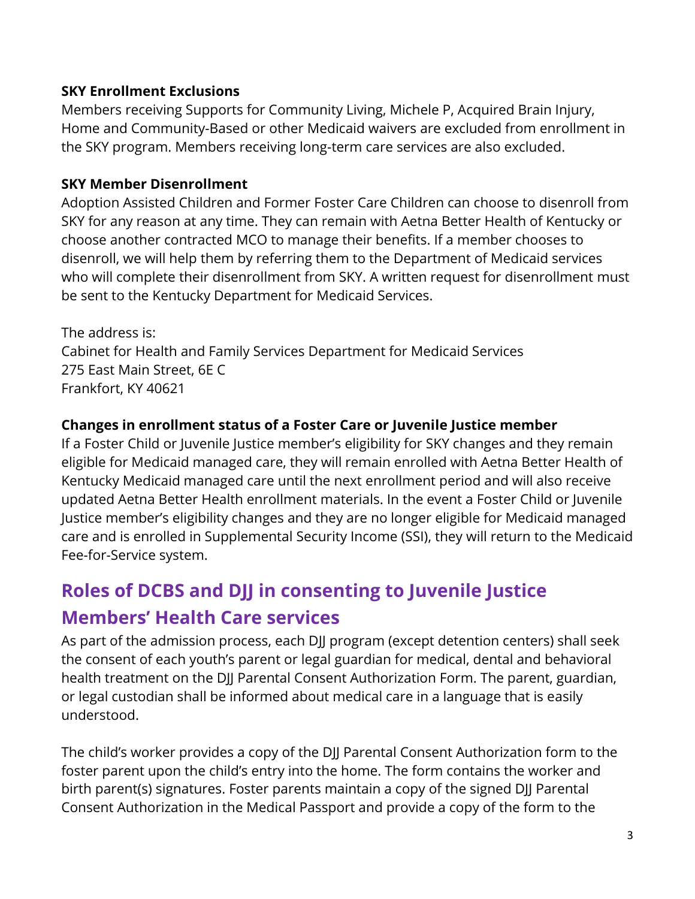**SKY Enrollment Exclusions**

Members receiving Supports for Community Living, Michele P, Acquired Brain Injury, Home and Community-Based or other Medicaid waivers are excluded from enrollment in the SKY program. Members receiving long-term care services are also excluded.

**SKY Member Disenrollment**

Adoption Assisted Children and Former Foster Care Children can choose to disenroll from SKY for any reason at any time. They can remain with Aetna Better Health of Kentucky or choose another contracted MCO to manage their benefits. If a member chooses to disenroll, we will help them by referring them to the Department of Medicaid services who will complete their disenrollment from SKY. A written request for disenrollment must be sent to the Kentucky Department for Medicaid Services.

The address is:
Cabinet for Health and Family Services Department for Medicaid Services
275 East Main Street, 6E C
Frankfort, KY 40621

**Changes in enrollment status of a Foster Care or Juvenile Justice member**

If a Foster Child or Juvenile Justice member's eligibility for SKY changes and they remain eligible for Medicaid managed care, they will remain enrolled with Aetna Better Health of Kentucky Medicaid managed care until the next enrollment period and will also receive updated Aetna Better Health enrollment materials. In the event a Foster Child or Juvenile Justice member's eligibility changes and they are no longer eligible for Medicaid managed care and is enrolled in Supplemental Security Income (SSI), they will return to the Medicaid Fee-for-Service system.

## Roles of DCBS and DJJ in consenting to Juvenile Justice Members' Health Care services

As part of the admission process, each DJJ program (except detention centers) shall seek the consent of each youth's parent or legal guardian for medical, dental and behavioral health treatment on the DJJ Parental Consent Authorization Form. The parent, guardian, or legal custodian shall be informed about medical care in a language that is easily understood.

The child's worker provides a copy of the DJJ Parental Consent Authorization form to the foster parent upon the child's entry into the home. The form contains the worker and birth parent(s) signatures. Foster parents maintain a copy of the signed DJJ Parental Consent Authorization in the Medical Passport and provide a copy of the form to the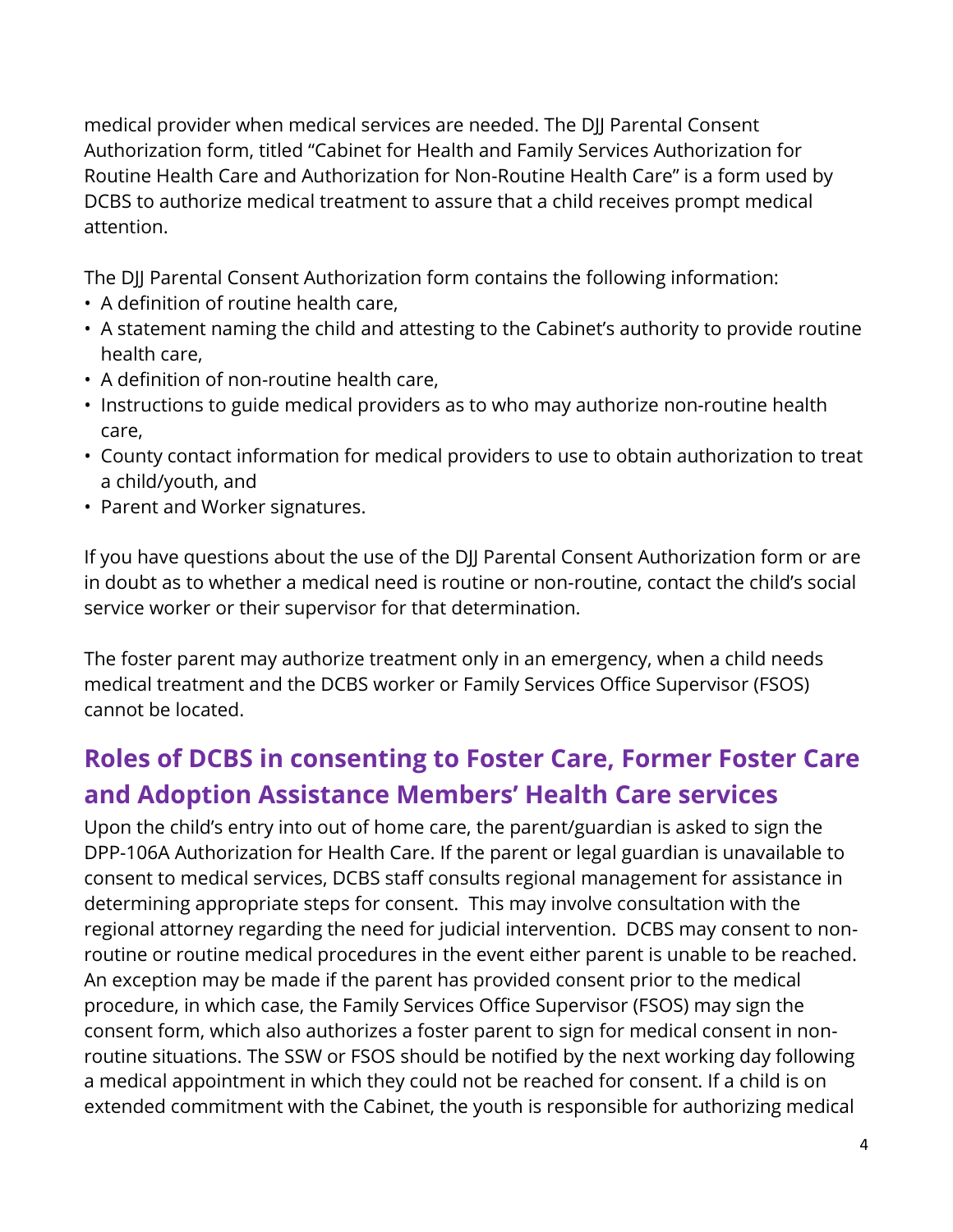medical provider when medical services are needed. The DJJ Parental Consent Authorization form, titled "Cabinet for Health and Family Services Authorization for Routine Health Care and Authorization for Non-Routine Health Care" is a form used by DCBS to authorize medical treatment to assure that a child receives prompt medical attention.

The DJJ Parental Consent Authorization form contains the following information:

- A definition of routine health care,
- A statement naming the child and attesting to the Cabinet's authority to provide routine health care,
- A definition of non-routine health care,
- Instructions to guide medical providers as to who may authorize non-routine health care,
- County contact information for medical providers to use to obtain authorization to treat a child/youth, and
- Parent and Worker signatures.

If you have questions about the use of the DJJ Parental Consent Authorization form or are in doubt as to whether a medical need is routine or non-routine, contact the child's social service worker or their supervisor for that determination.

The foster parent may authorize treatment only in an emergency, when a child needs medical treatment and the DCBS worker or Family Services Office Supervisor (FSOS) cannot be located.

## Roles of DCBS in consenting to Foster Care, Former Foster Care and Adoption Assistance Members' Health Care services

Upon the child's entry into out of home care, the parent/guardian is asked to sign the DPP-106A Authorization for Health Care. If the parent or legal guardian is unavailable to consent to medical services, DCBS staff consults regional management for assistance in determining appropriate steps for consent. This may involve consultation with the regional attorney regarding the need for judicial intervention. DCBS may consent to non-routine or routine medical procedures in the event either parent is unable to be reached. An exception may be made if the parent has provided consent prior to the medical procedure, in which case, the Family Services Office Supervisor (FSOS) may sign the consent form, which also authorizes a foster parent to sign for medical consent in non-routine situations. The SSW or FSOS should be notified by the next working day following a medical appointment in which they could not be reached for consent. If a child is on extended commitment with the Cabinet, the youth is responsible for authorizing medical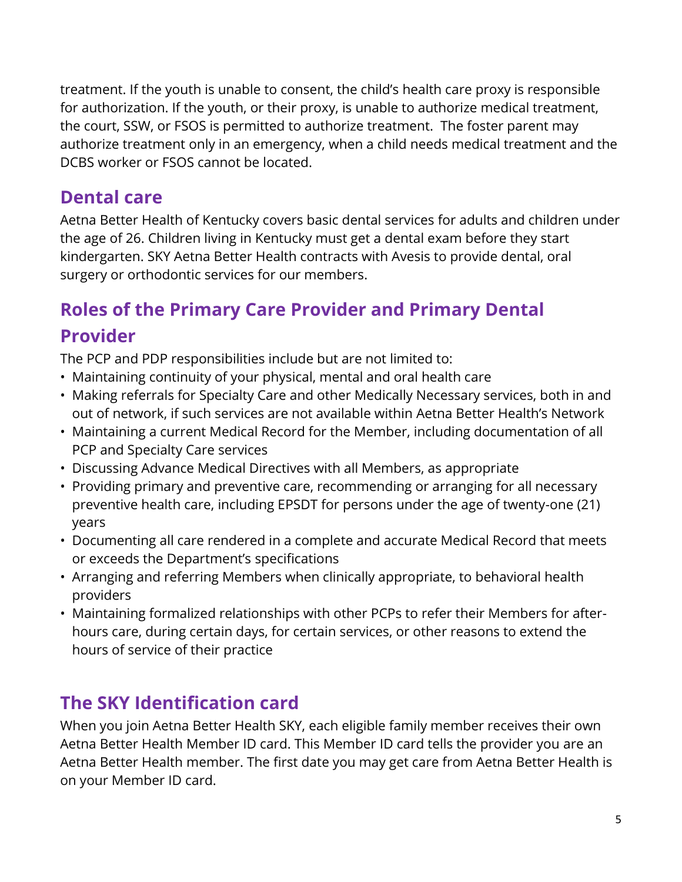treatment. If the youth is unable to consent, the child's health care proxy is responsible for authorization. If the youth, or their proxy, is unable to authorize medical treatment, the court, SSW, or FSOS is permitted to authorize treatment. The foster parent may authorize treatment only in an emergency, when a child needs medical treatment and the DCBS worker or FSOS cannot be located.

## Dental care

Aetna Better Health of Kentucky covers basic dental services for adults and children under the age of 26. Children living in Kentucky must get a dental exam before they start kindergarten. SKY Aetna Better Health contracts with Avesis to provide dental, oral surgery or orthodontic services for our members.

## Roles of the Primary Care Provider and Primary Dental Provider

The PCP and PDP responsibilities include but are not limited to:

- Maintaining continuity of your physical, mental and oral health care
- Making referrals for Specialty Care and other Medically Necessary services, both in and out of network, if such services are not available within Aetna Better Health's Network
- Maintaining a current Medical Record for the Member, including documentation of all PCP and Specialty Care services
- Discussing Advance Medical Directives with all Members, as appropriate
- Providing primary and preventive care, recommending or arranging for all necessary preventive health care, including EPSDT for persons under the age of twenty-one (21) years
- Documenting all care rendered in a complete and accurate Medical Record that meets or exceeds the Department's specifications
- Arranging and referring Members when clinically appropriate, to behavioral health providers
- Maintaining formalized relationships with other PCPs to refer their Members for after-hours care, during certain days, for certain services, or other reasons to extend the hours of service of their practice

## The SKY Identification card

When you join Aetna Better Health SKY, each eligible family member receives their own Aetna Better Health Member ID card. This Member ID card tells the provider you are an Aetna Better Health member. The first date you may get care from Aetna Better Health is on your Member ID card.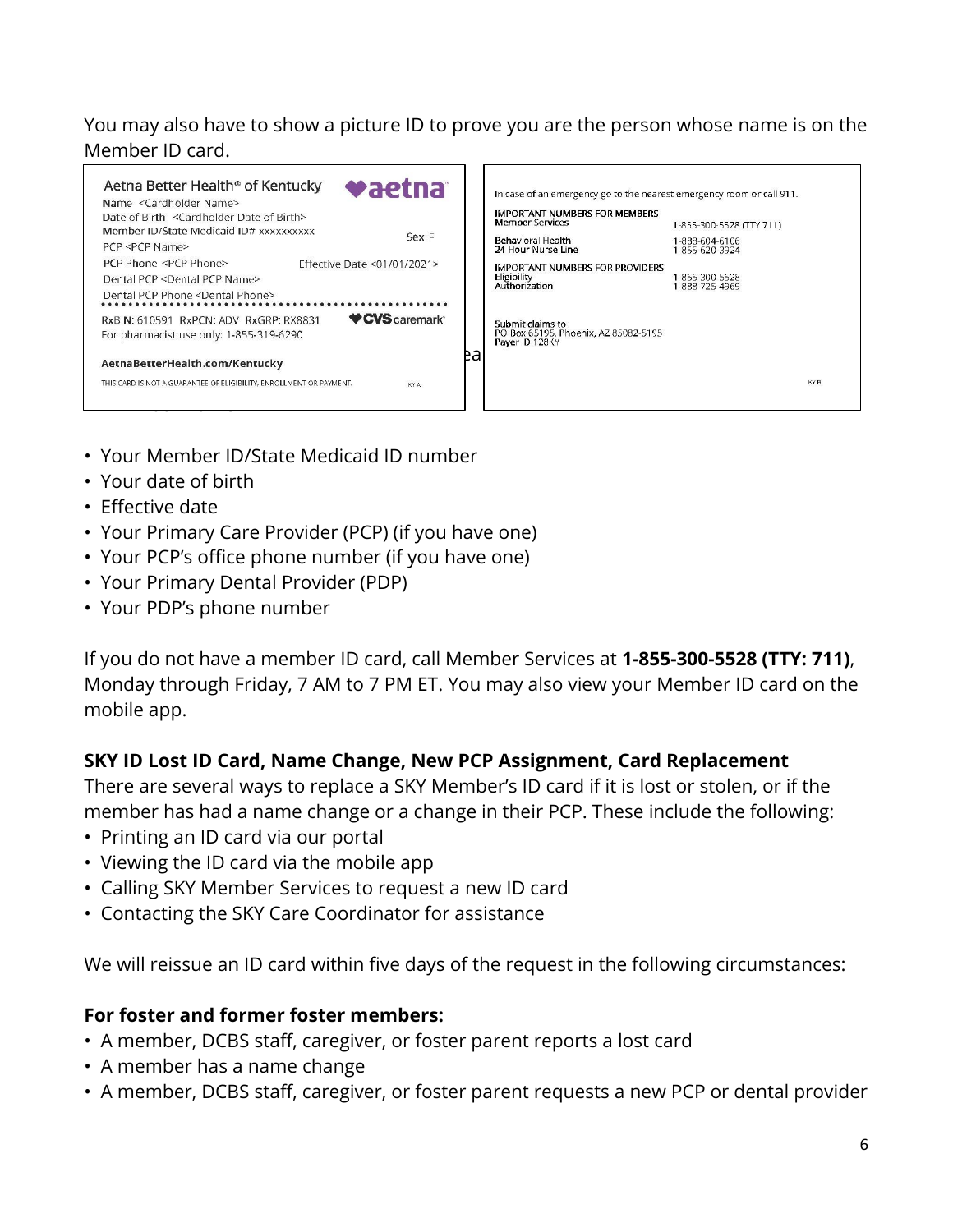You may also have to show a picture ID to prove you are the person whose name is on the Member ID card.

Aetna Better Health® of Kentucky
Name <Cardholder Name>
Date of Birth <Cardholder Date of Birth>
Member ID/State Medicaid ID# xxxxxxxxxx
Sex F
PCP <PCP Name>
PCP Phone <PCP Phone>
Effective Date <01/01/2021>
Dental PCP <Dental PCP Name>
Dental PCP Phone <Dental Phone>

RxBIN: 610591 RxPCN: ADV RxGRP: RX8831
For pharmacist use only: 1-855-319-6290
CVS caremark

AetnaBetterHealth.com/Kentucky

THIS CARD IS NOT A GUARANTEE OF ELIGIBILITY, ENROLLMENT OR PAYMENT.

In case of an emergency go to the nearest emergency room or call 911.

IMPORTANT NUMBERS FOR MEMBERS
Member Services 1-855-300-5528 (TTY 711)
Behavioral Health 1-888-604-6106
24 Hour Nurse Line 1-855-620-3924

IMPORTANT NUMBERS FOR PROVIDERS
Eligibility 1-855-300-5528
Authorization 1-888-725-4969

Submit claims to
PO Box 65195, Phoenix, AZ 85082-5195
Payer ID 128KY

- Your Member ID/State Medicaid ID number
- Your date of birth
- Effective date
- Your Primary Care Provider (PCP) (if you have one)
- Your PCP's office phone number (if you have one)
- Your Primary Dental Provider (PDP)
- Your PDP's phone number

If you do not have a member ID card, call Member Services at **1-855-300-5528 (TTY: 711)**, Monday through Friday, 7 AM to 7 PM ET. You may also view your Member ID card on the mobile app.

**SKY ID Lost ID Card, Name Change, New PCP Assignment, Card Replacement**

There are several ways to replace a SKY Member's ID card if it is lost or stolen, or if the member has had a name change or a change in their PCP. These include the following:

- Printing an ID card via our portal
- Viewing the ID card via the mobile app
- Calling SKY Member Services to request a new ID card
- Contacting the SKY Care Coordinator for assistance

We will reissue an ID card within five days of the request in the following circumstances:

**For foster and former foster members:**

- A member, DCBS staff, caregiver, or foster parent reports a lost card
- A member has a name change
- A member, DCBS staff, caregiver, or foster parent requests a new PCP or dental provider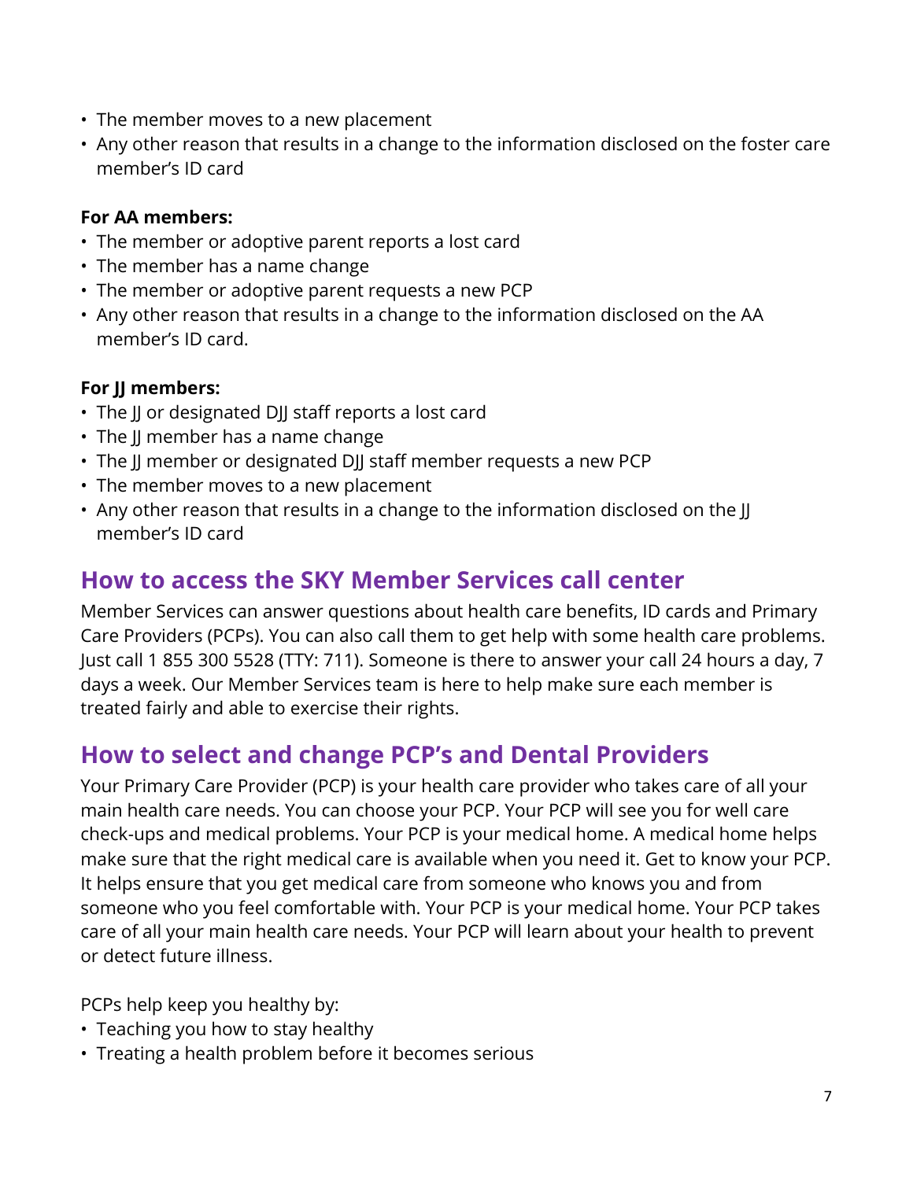- The member moves to a new placement
- Any other reason that results in a change to the information disclosed on the foster care member's ID card

**For AA members:**

- The member or adoptive parent reports a lost card
- The member has a name change
- The member or adoptive parent requests a new PCP
- Any other reason that results in a change to the information disclosed on the AA member's ID card.

**For JJ members:**

- The JJ or designated DJJ staff reports a lost card
- The JJ member has a name change
- The JJ member or designated DJJ staff member requests a new PCP
- The member moves to a new placement
- Any other reason that results in a change to the information disclosed on the JJ member's ID card

## How to access the SKY Member Services call center

Member Services can answer questions about health care benefits, ID cards and Primary Care Providers (PCPs). You can also call them to get help with some health care problems. Just call 1 855 300 5528 (TTY: 711). Someone is there to answer your call 24 hours a day, 7 days a week. Our Member Services team is here to help make sure each member is treated fairly and able to exercise their rights.

## How to select and change PCP's and Dental Providers

Your Primary Care Provider (PCP) is your health care provider who takes care of all your main health care needs. You can choose your PCP. Your PCP will see you for well care check-ups and medical problems. Your PCP is your medical home. A medical home helps make sure that the right medical care is available when you need it. Get to know your PCP. It helps ensure that you get medical care from someone who knows you and from someone who you feel comfortable with. Your PCP is your medical home. Your PCP takes care of all your main health care needs. Your PCP will learn about your health to prevent or detect future illness.

PCPs help keep you healthy by:

- Teaching you how to stay healthy
- Treating a health problem before it becomes serious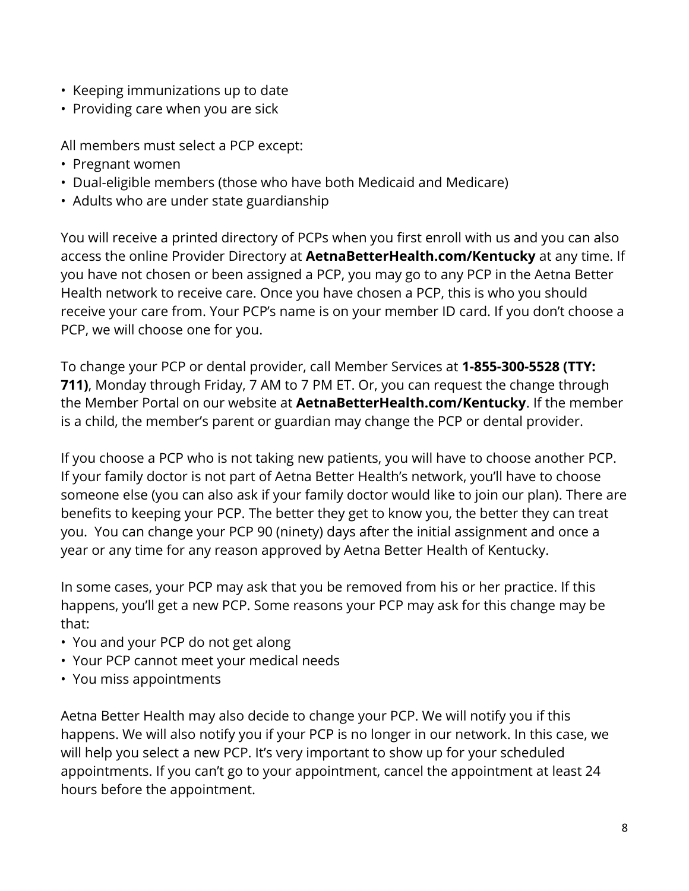- Keeping immunizations up to date
- Providing care when you are sick

All members must select a PCP except:

- Pregnant women
- Dual-eligible members (those who have both Medicaid and Medicare)
- Adults who are under state guardianship

You will receive a printed directory of PCPs when you first enroll with us and you can also access the online Provider Directory at **AetnaBetterHealth.com/Kentucky** at any time. If you have not chosen or been assigned a PCP, you may go to any PCP in the Aetna Better Health network to receive care. Once you have chosen a PCP, this is who you should receive your care from. Your PCP's name is on your member ID card. If you don't choose a PCP, we will choose one for you.

To change your PCP or dental provider, call Member Services at **1-855-300-5528 (TTY: 711)**, Monday through Friday, 7 AM to 7 PM ET. Or, you can request the change through the Member Portal on our website at **AetnaBetterHealth.com/Kentucky**. If the member is a child, the member's parent or guardian may change the PCP or dental provider.

If you choose a PCP who is not taking new patients, you will have to choose another PCP. If your family doctor is not part of Aetna Better Health's network, you'll have to choose someone else (you can also ask if your family doctor would like to join our plan). There are benefits to keeping your PCP. The better they get to know you, the better they can treat you. You can change your PCP 90 (ninety) days after the initial assignment and once a year or any time for any reason approved by Aetna Better Health of Kentucky.

In some cases, your PCP may ask that you be removed from his or her practice. If this happens, you'll get a new PCP. Some reasons your PCP may ask for this change may be that:

- You and your PCP do not get along
- Your PCP cannot meet your medical needs
- You miss appointments

Aetna Better Health may also decide to change your PCP. We will notify you if this happens. We will also notify you if your PCP is no longer in our network. In this case, we will help you select a new PCP. It's very important to show up for your scheduled appointments. If you can't go to your appointment, cancel the appointment at least 24 hours before the appointment.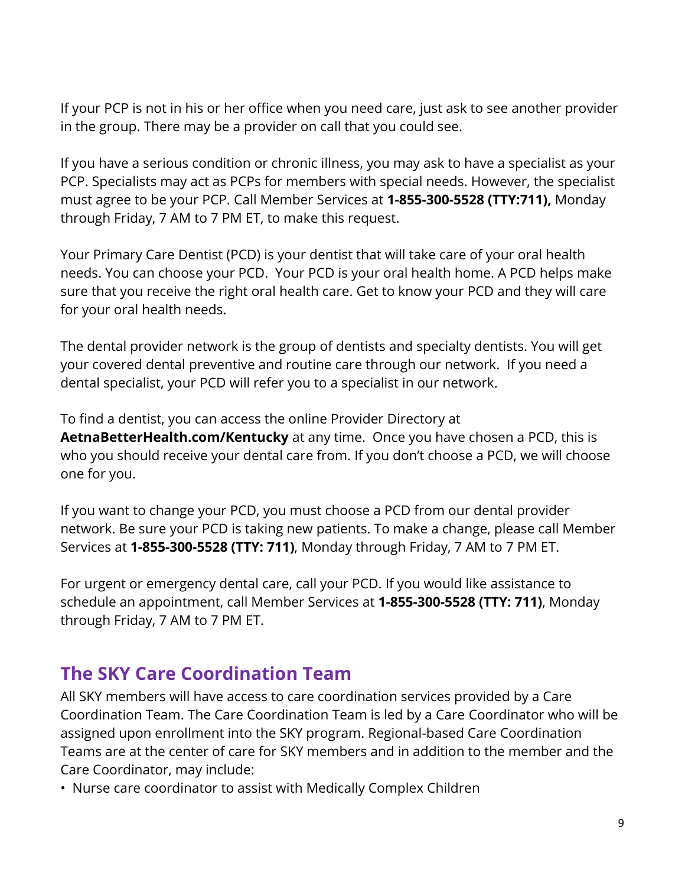If your PCP is not in his or her office when you need care, just ask to see another provider in the group. There may be a provider on call that you could see.

If you have a serious condition or chronic illness, you may ask to have a specialist as your PCP. Specialists may act as PCPs for members with special needs. However, the specialist must agree to be your PCP. Call Member Services at **1-855-300-5528 (TTY:711),** Monday through Friday, 7 AM to 7 PM ET, to make this request.

Your Primary Care Dentist (PCD) is your dentist that will take care of your oral health needs. You can choose your PCD. Your PCD is your oral health home. A PCD helps make sure that you receive the right oral health care. Get to know your PCD and they will care for your oral health needs.

The dental provider network is the group of dentists and specialty dentists. You will get your covered dental preventive and routine care through our network. If you need a dental specialist, your PCD will refer you to a specialist in our network.

To find a dentist, you can access the online Provider Directory at **AetnaBetterHealth.com/Kentucky** at any time. Once you have chosen a PCD, this is who you should receive your dental care from. If you don't choose a PCD, we will choose one for you.

If you want to change your PCD, you must choose a PCD from our dental provider network. Be sure your PCD is taking new patients. To make a change, please call Member Services at **1-855-300-5528 (TTY: 711)**, Monday through Friday, 7 AM to 7 PM ET.

For urgent or emergency dental care, call your PCD. If you would like assistance to schedule an appointment, call Member Services at **1-855-300-5528 (TTY: 711)**, Monday through Friday, 7 AM to 7 PM ET.

## The SKY Care Coordination Team

All SKY members will have access to care coordination services provided by a Care Coordination Team. The Care Coordination Team is led by a Care Coordinator who will be assigned upon enrollment into the SKY program. Regional-based Care Coordination Teams are at the center of care for SKY members and in addition to the member and the Care Coordinator, may include:

- Nurse care coordinator to assist with Medically Complex Children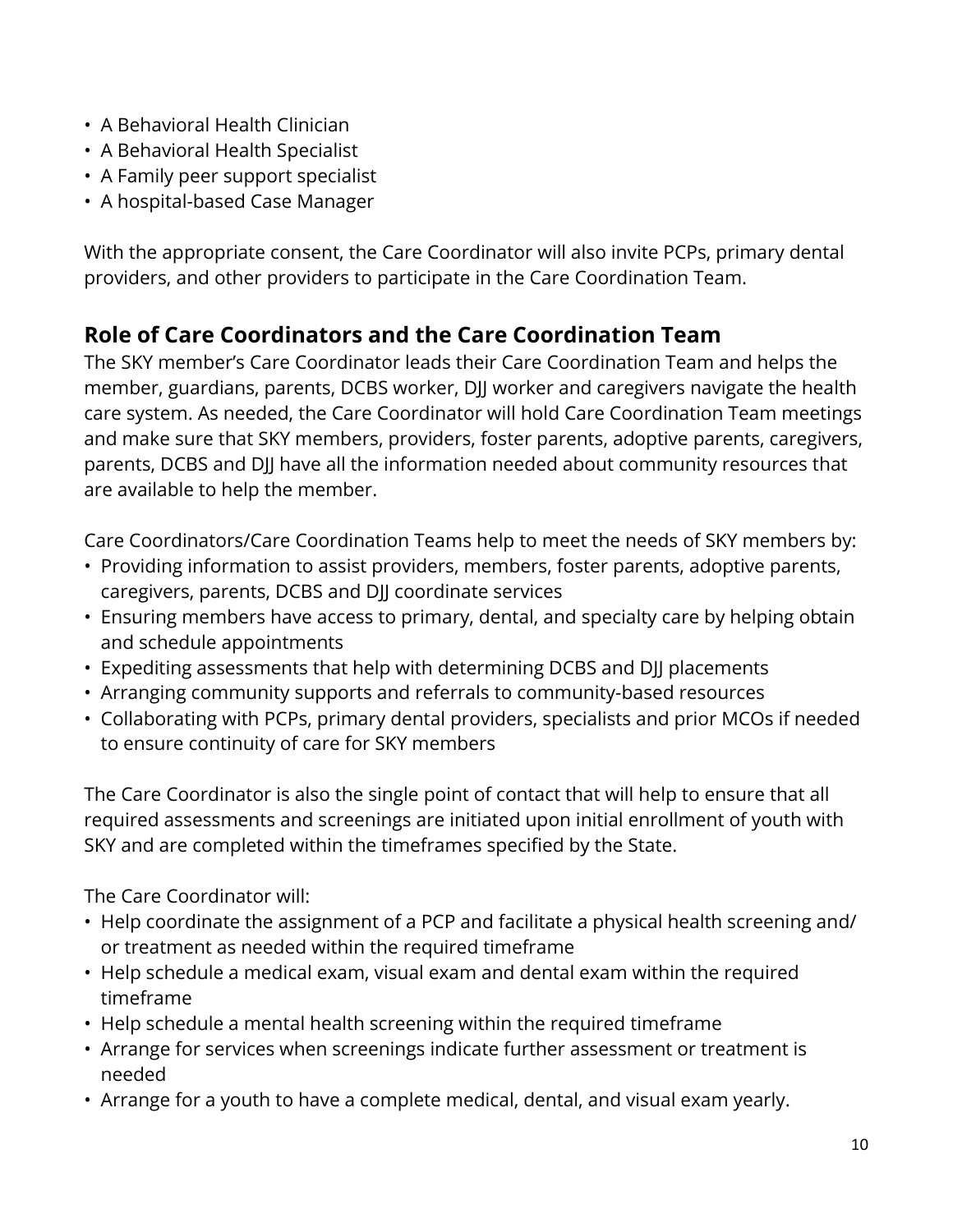- A Behavioral Health Clinician
- A Behavioral Health Specialist
- A Family peer support specialist
- A hospital-based Case Manager

With the appropriate consent, the Care Coordinator will also invite PCPs, primary dental providers, and other providers to participate in the Care Coordination Team.

## Role of Care Coordinators and the Care Coordination Team

The SKY member's Care Coordinator leads their Care Coordination Team and helps the member, guardians, parents, DCBS worker, DJJ worker and caregivers navigate the health care system. As needed, the Care Coordinator will hold Care Coordination Team meetings and make sure that SKY members, providers, foster parents, adoptive parents, caregivers, parents, DCBS and DJJ have all the information needed about community resources that are available to help the member.

Care Coordinators/Care Coordination Teams help to meet the needs of SKY members by:

- Providing information to assist providers, members, foster parents, adoptive parents, caregivers, parents, DCBS and DJJ coordinate services
- Ensuring members have access to primary, dental, and specialty care by helping obtain and schedule appointments
- Expediting assessments that help with determining DCBS and DJJ placements
- Arranging community supports and referrals to community-based resources
- Collaborating with PCPs, primary dental providers, specialists and prior MCOs if needed to ensure continuity of care for SKY members

The Care Coordinator is also the single point of contact that will help to ensure that all required assessments and screenings are initiated upon initial enrollment of youth with SKY and are completed within the timeframes specified by the State.

The Care Coordinator will:

- Help coordinate the assignment of a PCP and facilitate a physical health screening and/or treatment as needed within the required timeframe
- Help schedule a medical exam, visual exam and dental exam within the required timeframe
- Help schedule a mental health screening within the required timeframe
- Arrange for services when screenings indicate further assessment or treatment is needed
- Arrange for a youth to have a complete medical, dental, and visual exam yearly.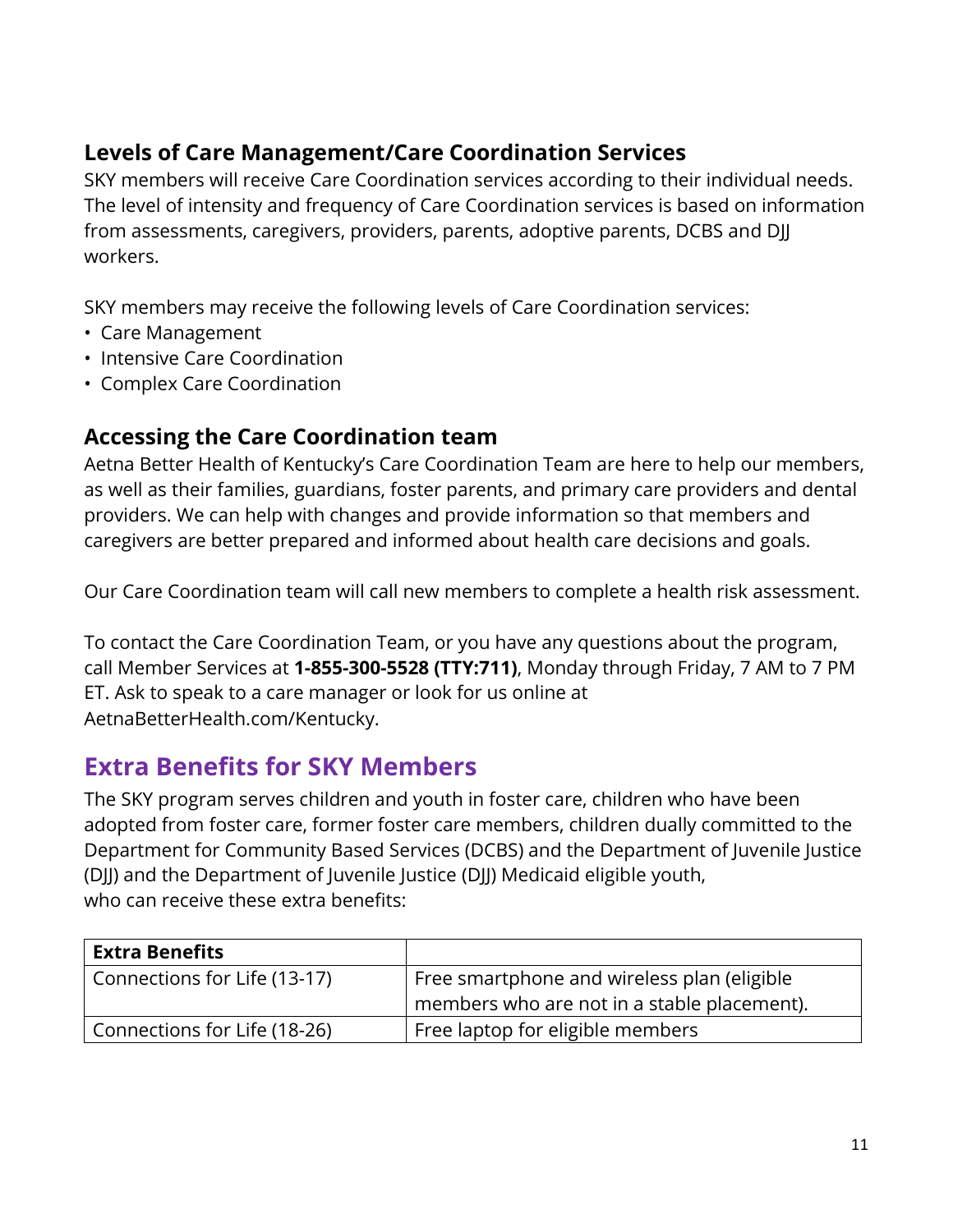### Levels of Care Management/Care Coordination Services

SKY members will receive Care Coordination services according to their individual needs. The level of intensity and frequency of Care Coordination services is based on information from assessments, caregivers, providers, parents, adoptive parents, DCBS and DJJ workers.

SKY members may receive the following levels of Care Coordination services:

- Care Management
- Intensive Care Coordination
- Complex Care Coordination

### Accessing the Care Coordination team

Aetna Better Health of Kentucky's Care Coordination Team are here to help our members, as well as their families, guardians, foster parents, and primary care providers and dental providers. We can help with changes and provide information so that members and caregivers are better prepared and informed about health care decisions and goals.

Our Care Coordination team will call new members to complete a health risk assessment.

To contact the Care Coordination Team, or you have any questions about the program, call Member Services at **1-855-300-5528 (TTY:711)**, Monday through Friday, 7 AM to 7 PM ET. Ask to speak to a care manager or look for us online at AetnaBetterHealth.com/Kentucky.

## Extra Benefits for SKY Members

The SKY program serves children and youth in foster care, children who have been adopted from foster care, former foster care members, children dually committed to the Department for Community Based Services (DCBS) and the Department of Juvenile Justice (DJJ) and the Department of Juvenile Justice (DJJ) Medicaid eligible youth, who can receive these extra benefits:

| **Extra Benefits** | |
|---|---|
| Connections for Life (13-17) | Free smartphone and wireless plan (eligible members who are not in a stable placement). |
| Connections for Life (18-26) | Free laptop for eligible members |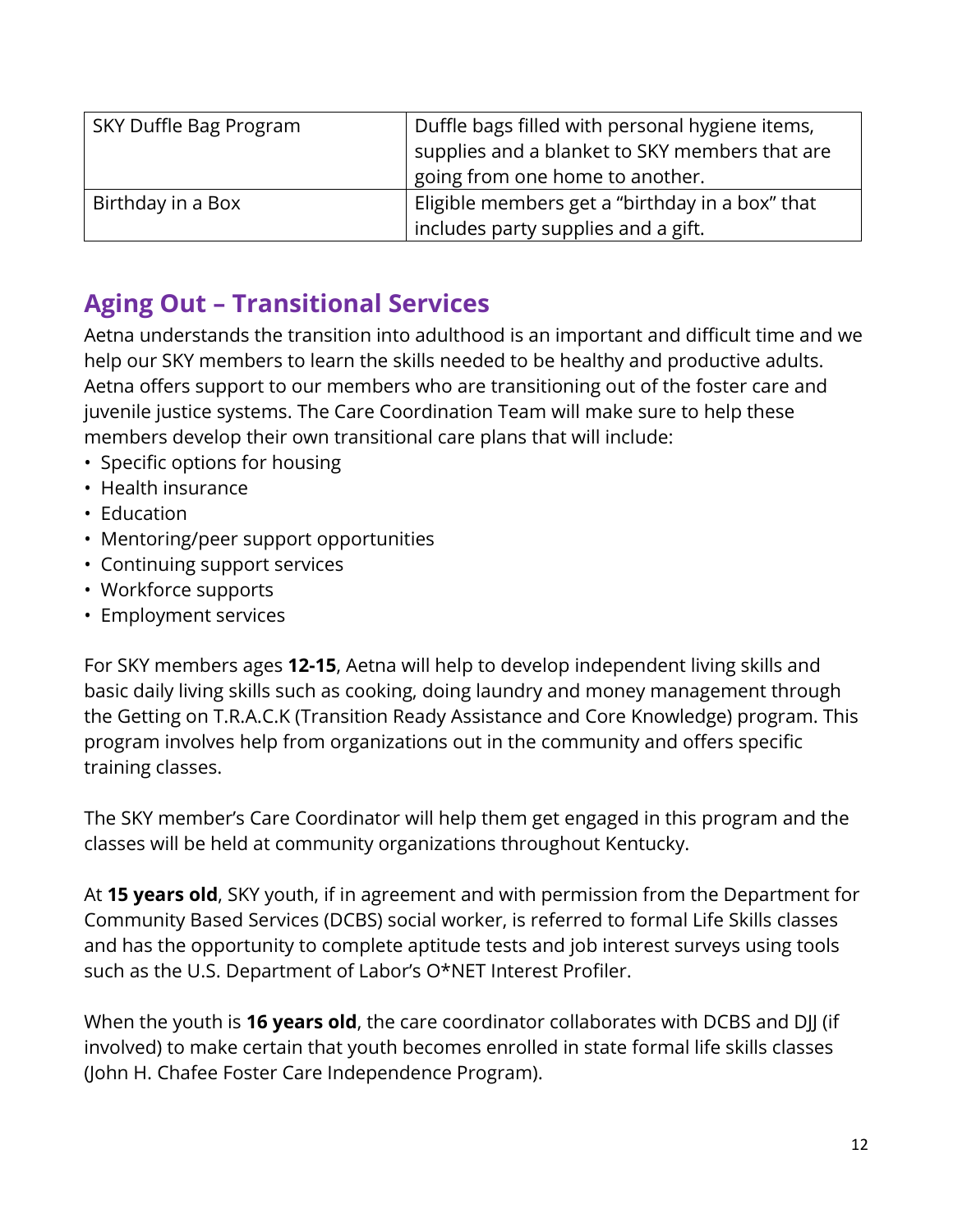| | |
|---|---|
| SKY Duffle Bag Program | Duffle bags filled with personal hygiene items, supplies and a blanket to SKY members that are going from one home to another. |
| Birthday in a Box | Eligible members get a "birthday in a box" that includes party supplies and a gift. |

## Aging Out – Transitional Services

Aetna understands the transition into adulthood is an important and difficult time and we help our SKY members to learn the skills needed to be healthy and productive adults. Aetna offers support to our members who are transitioning out of the foster care and juvenile justice systems. The Care Coordination Team will make sure to help these members develop their own transitional care plans that will include:

- Specific options for housing
- Health insurance
- Education
- Mentoring/peer support opportunities
- Continuing support services
- Workforce supports
- Employment services

For SKY members ages **12-15**, Aetna will help to develop independent living skills and basic daily living skills such as cooking, doing laundry and money management through the Getting on T.R.A.C.K (Transition Ready Assistance and Core Knowledge) program. This program involves help from organizations out in the community and offers specific training classes.

The SKY member's Care Coordinator will help them get engaged in this program and the classes will be held at community organizations throughout Kentucky.

At **15 years old**, SKY youth, if in agreement and with permission from the Department for Community Based Services (DCBS) social worker, is referred to formal Life Skills classes and has the opportunity to complete aptitude tests and job interest surveys using tools such as the U.S. Department of Labor's O*NET Interest Profiler.

When the youth is **16 years old**, the care coordinator collaborates with DCBS and DJJ (if involved) to make certain that youth becomes enrolled in state formal life skills classes (John H. Chafee Foster Care Independence Program).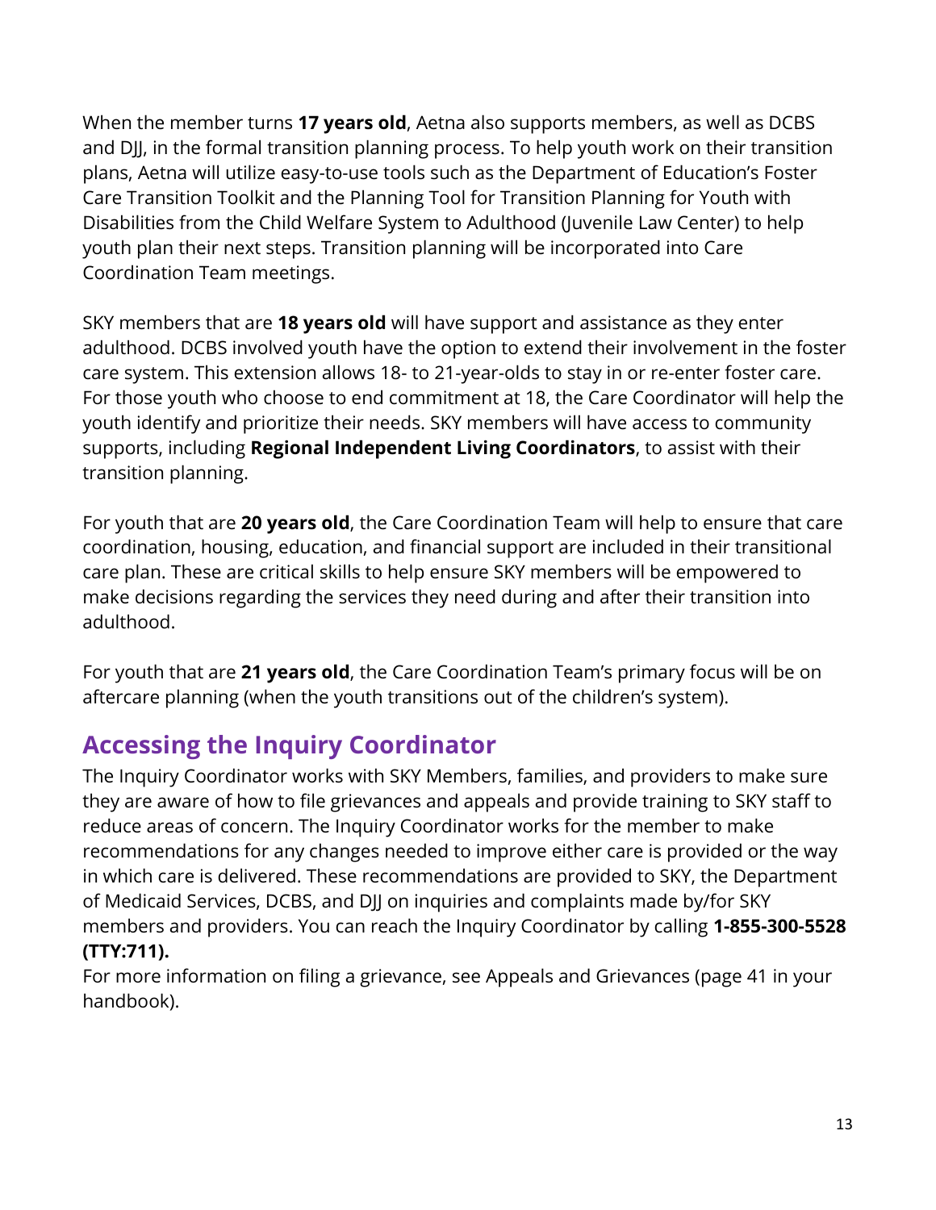When the member turns **17 years old**, Aetna also supports members, as well as DCBS and DJJ, in the formal transition planning process. To help youth work on their transition plans, Aetna will utilize easy-to-use tools such as the Department of Education's Foster Care Transition Toolkit and the Planning Tool for Transition Planning for Youth with Disabilities from the Child Welfare System to Adulthood (Juvenile Law Center) to help youth plan their next steps. Transition planning will be incorporated into Care Coordination Team meetings.

SKY members that are **18 years old** will have support and assistance as they enter adulthood. DCBS involved youth have the option to extend their involvement in the foster care system. This extension allows 18- to 21-year-olds to stay in or re-enter foster care. For those youth who choose to end commitment at 18, the Care Coordinator will help the youth identify and prioritize their needs. SKY members will have access to community supports, including **Regional Independent Living Coordinators**, to assist with their transition planning.

For youth that are **20 years old**, the Care Coordination Team will help to ensure that care coordination, housing, education, and financial support are included in their transitional care plan. These are critical skills to help ensure SKY members will be empowered to make decisions regarding the services they need during and after their transition into adulthood.

For youth that are **21 years old**, the Care Coordination Team's primary focus will be on aftercare planning (when the youth transitions out of the children's system).

## Accessing the Inquiry Coordinator

The Inquiry Coordinator works with SKY Members, families, and providers to make sure they are aware of how to file grievances and appeals and provide training to SKY staff to reduce areas of concern. The Inquiry Coordinator works for the member to make recommendations for any changes needed to improve either care is provided or the way in which care is delivered. These recommendations are provided to SKY, the Department of Medicaid Services, DCBS, and DJJ on inquiries and complaints made by/for SKY members and providers. You can reach the Inquiry Coordinator by calling **1-855-300-5528 (TTY:711).**

For more information on filing a grievance, see Appeals and Grievances (page 41 in your handbook).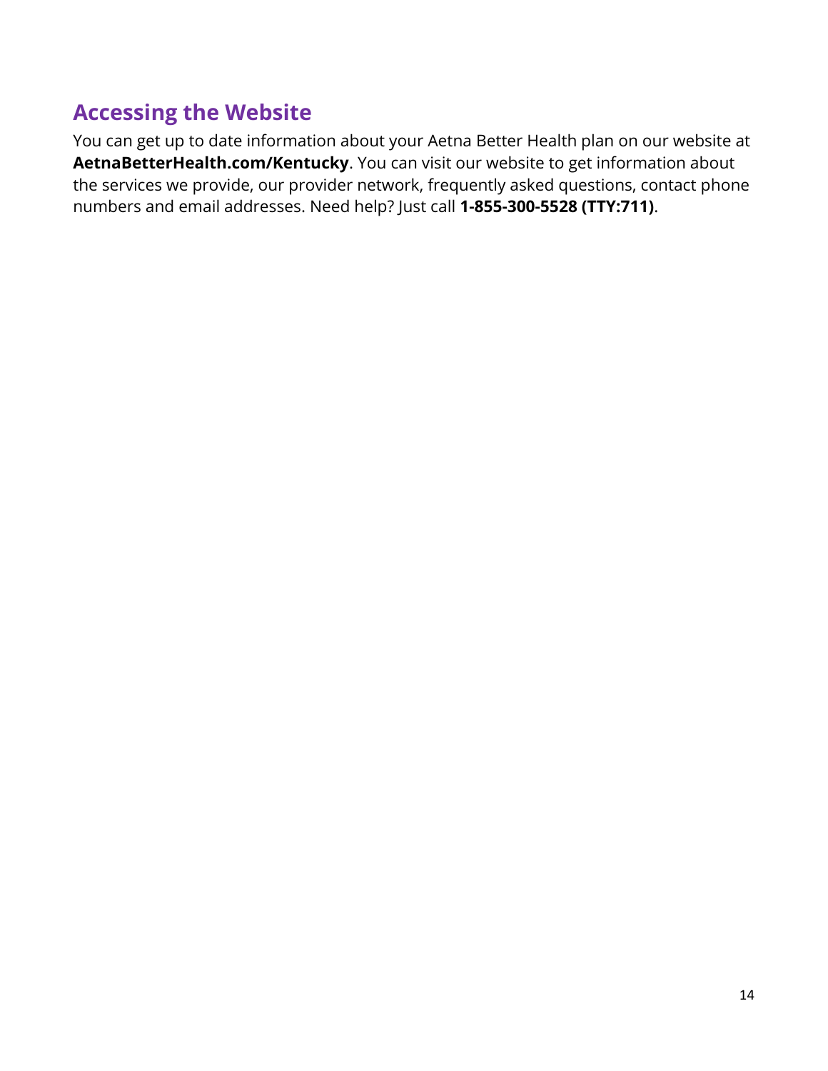## Accessing the Website

You can get up to date information about your Aetna Better Health plan on our website at **AetnaBetterHealth.com/Kentucky**. You can visit our website to get information about the services we provide, our provider network, frequently asked questions, contact phone numbers and email addresses. Need help? Just call **1-855-300-5528 (TTY:711)**.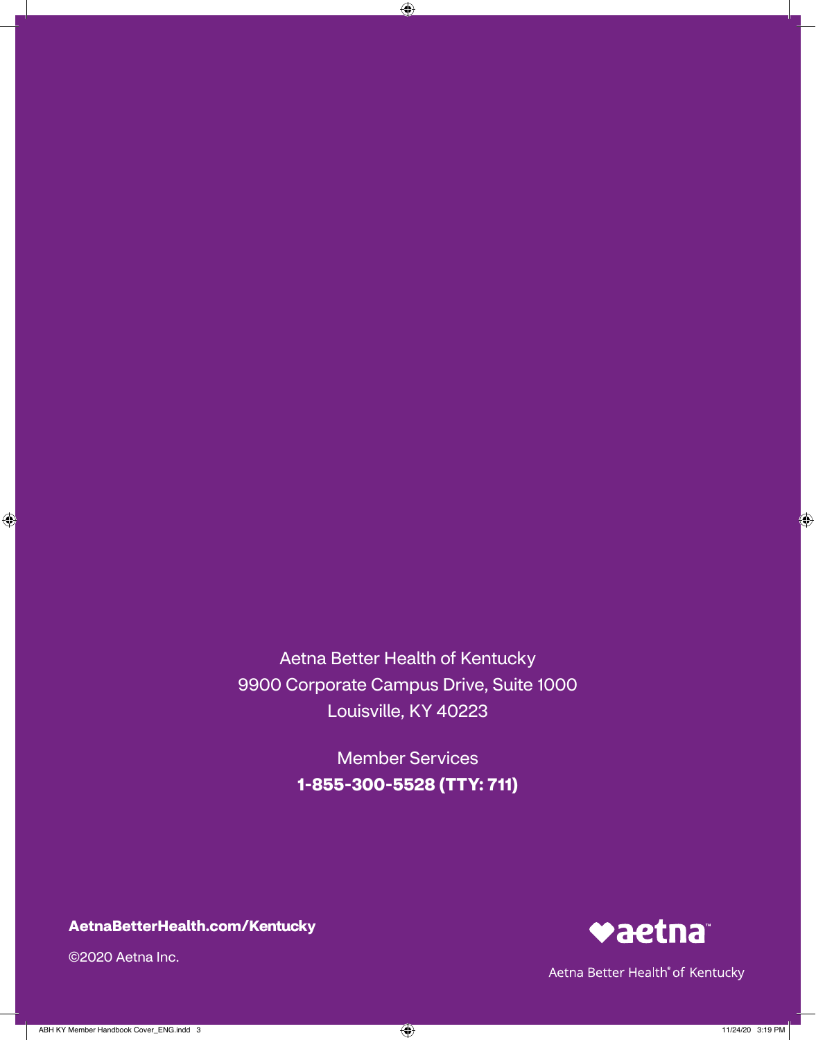Aetna Better Health of Kentucky
9900 Corporate Campus Drive, Suite 1000
Louisville, KY 40223

Member Services
**1-855-300-5528 (TTY: 711)**

**AetnaBetterHealth.com/Kentucky**

©2020 Aetna Inc.

aetna™

Aetna Better Health® of Kentucky